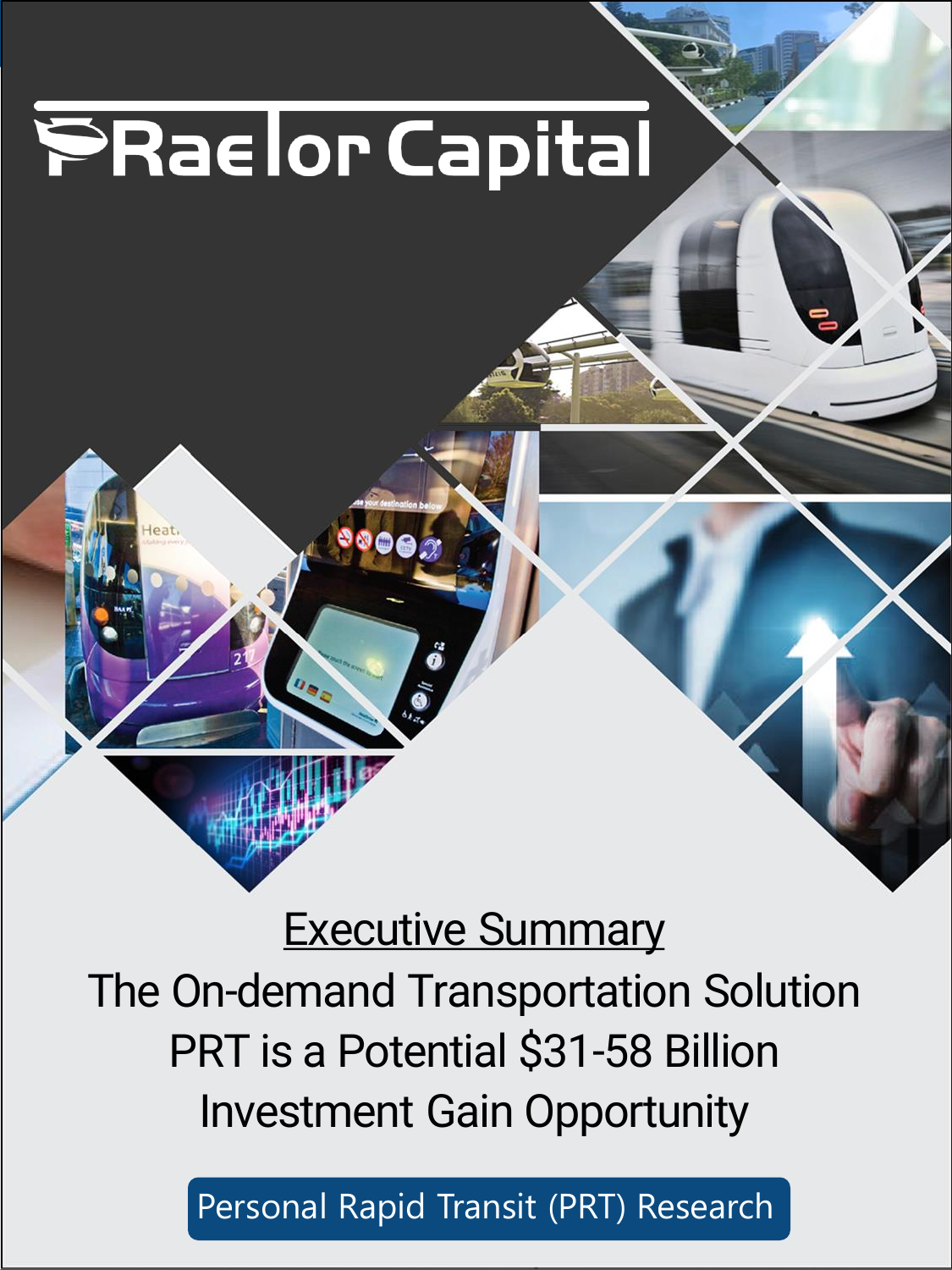# PRaetor Capital

## Executive Summary

The On-demand Transportation Solution

PRT is a Potential $31-58 Billion

Investment Gain Opportunity

Personal Rapid Transit (PRT) Research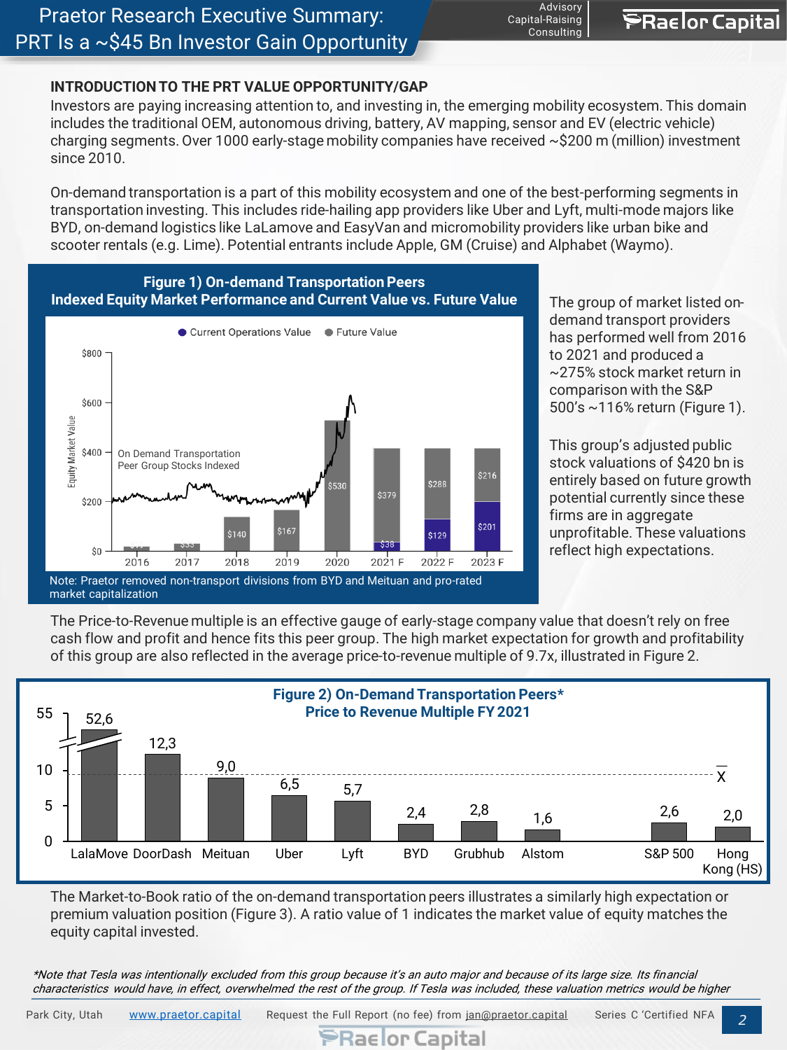# Praetor Research Executive Summary: PRT Is a ~$45 Bn Investor Gain Opportunity

### INTRODUCTION TO THE PRT VALUE OPPORTUNITY/GAP

Investors are paying increasing attention to, and investing in, the emerging mobility ecosystem. This domain includes the traditional OEM, autonomous driving, battery, AV mapping, sensor and EV (electric vehicle) charging segments. Over 1000 early-stage mobility companies have received ~$200 m (million) investment since 2010.

On-demand transportation is a part of this mobility ecosystem and one of the best-performing segments in transportation investing. This includes ride-hailing app providers like Uber and Lyft, multi-mode majors like BYD, on-demand logistics like LaLamove and EasyVan and micromobility providers like urban bike and scooter rentals (e.g. Lime). Potential entrants include Apple, GM (Cruise) and Alphabet (Waymo).

**Figure 1) On-demand Transportation Peers Indexed Equity Market Performance and Current Value vs. Future Value**

| Year | Current Operations Value | Future Value |
|---|---|---|
| 2016 | | $19 |
| 2017 | | $33 |
| 2018 | | $140 |
| 2019 | | $167 |
| 2020 | | $530 |
| 2021 F | $38 | $379 |
| 2022 F | $129 | $288 |
| 2023 F | $201 | $216 |

Note: Praetor removed non-transport divisions from BYD and Meituan and pro-rated market capitalization

The group of market listed on-demand transport providers has performed well from 2016 to 2021 and produced a ~275% stock market return in comparison with the S&P 500's ~116% return (Figure 1).

This group's adjusted public stock valuations of $420 bn is entirely based on future growth potential currently since these firms are in aggregate unprofitable. These valuations reflect high expectations.

The Price-to-Revenue multiple is an effective gauge of early-stage company value that doesn't rely on free cash flow and profit and hence fits this peer group. The high market expectation for growth and profitability of this group are also reflected in the average price-to-revenue multiple of 9.7x, illustrated in Figure 2.

**Figure 2) On-Demand Transportation Peers* Price to Revenue Multiple FY 2021**

| Company | Price to Revenue Multiple |
|---|---|
| LalaMove | 52,6 |
| DoorDash | 12,3 |
| Meituan | 9,0 |
| Uber | 6,5 |
| Lyft | 5,7 |
| BYD | 2,4 |
| Grubhub | 2,8 |
| Alstom | 1,6 |
| S&P 500 | 2,6 |
| Hong Kong (HS) | 2,0 |

The Market-to-Book ratio of the on-demand transportation peers illustrates a similarly high expectation or premium valuation position (Figure 3). A ratio value of 1 indicates the market value of equity matches the equity capital invested.

*\*Note that Tesla was intentionally excluded from this group because it's an auto major and because of its large size. Its financial characteristics would have, in effect, overwhelmed the rest of the group. If Tesla was included, these valuation metrics would be higher*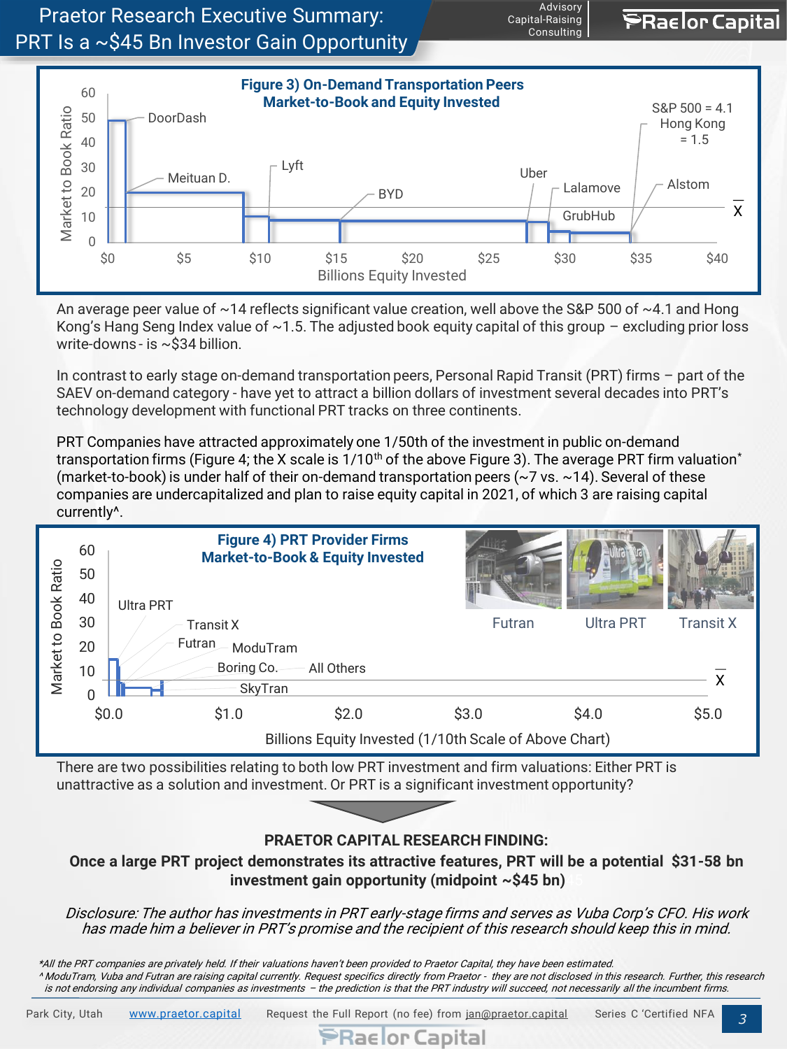# Praetor Research Executive Summary: PRT Is a ~$45 Bn Investor Gain Opportunity

**Figure 3) On-Demand Transportation Peers Market-to-Book and Equity Invested**

An average peer value of ~14 reflects significant value creation, well above the S&P 500 of ~4.1 and Hong Kong's Hang Seng Index value of ~1.5. The adjusted book equity capital of this group – excluding prior loss write-downs - is ~$34 billion.

In contrast to early stage on-demand transportation peers, Personal Rapid Transit (PRT) firms – part of the SAEV on-demand category - have yet to attract a billion dollars of investment several decades into PRT's technology development with functional PRT tracks on three continents.

PRT Companies have attracted approximately one 1/50th of the investment in public on-demand transportation firms (Figure 4; the X scale is 1/10th of the above Figure 3). The average PRT firm valuation* (market-to-book) is under half of their on-demand transportation peers (~7 vs. ~14). Several of these companies are undercapitalized and plan to raise equity capital in 2021, of which 3 are raising capital currently^.

**Figure 4) PRT Provider Firms Market-to-Book & Equity Invested**

There are two possibilities relating to both low PRT investment and firm valuations: Either PRT is unattractive as a solution and investment. Or PRT is a significant investment opportunity?

**PRAETOR CAPITAL RESEARCH FINDING:**

**Once a large PRT project demonstrates its attractive features, PRT will be a potential $31-58 bn investment gain opportunity (midpoint ~$45 bn)**

*Disclosure: The author has investments in PRT early-stage firms and serves as Vuba Corp's CFO. His work has made him a believer in PRT's promise and the recipient of this research should keep this in mind.*

*\*All the PRT companies are privately held. If their valuations haven't been provided to Praetor Capital, they have been estimated.*

*^ ModuTram, Vuba and Futran are raising capital currently. Request specifics directly from Praetor - they are not disclosed in this research. Further, this research is not endorsing any individual companies as investments – the prediction is that the PRT industry will succeed, not necessarily all the incumbent firms.*

Park City, Utah | www.praetor.capital | Request the Full Report (no fee) from jan@praetor.capital | Series C 'Certified NFA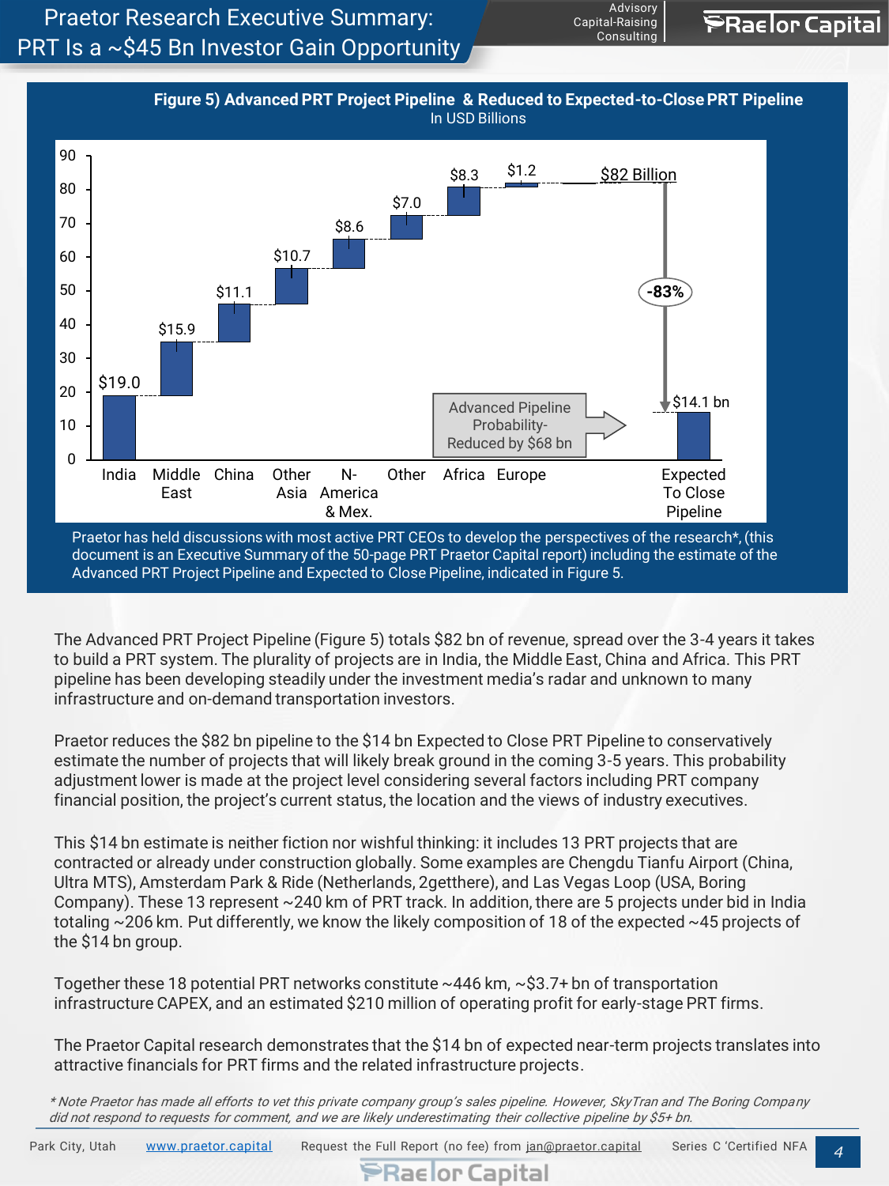# Praetor Research Executive Summary: PRT Is a ~$45 Bn Investor Gain Opportunity

**Figure 5) Advanced PRT Project Pipeline & Reduced to Expected-to-Close PRT Pipeline**
In USD Billions

| Region | Value (USD Bn) |
| --- | --- |
| India | $19.0 |
| Middle East | $15.9 |
| China | $11.1 |
| Other Asia | $10.7 |
| N-America & Mex. | $8.6 |
| Other | $7.0 |
| Africa | $8.3 |
| Europe | $1.2 |
| Total | $82 Billion |
| Expected To Close Pipeline | $14.1 bn |

Advanced Pipeline Probability-Reduced by $68 bn (-83%)

Praetor has held discussions with most active PRT CEOs to develop the perspectives of the research*, (this document is an Executive Summary of the 50-page PRT Praetor Capital report) including the estimate of the Advanced PRT Project Pipeline and Expected to Close Pipeline, indicated in Figure 5.

The Advanced PRT Project Pipeline (Figure 5) totals $82 bn of revenue, spread over the 3-4 years it takes to build a PRT system. The plurality of projects are in India, the Middle East, China and Africa. This PRT pipeline has been developing steadily under the investment media's radar and unknown to many infrastructure and on-demand transportation investors.

Praetor reduces the $82 bn pipeline to the $14 bn Expected to Close PRT Pipeline to conservatively estimate the number of projects that will likely break ground in the coming 3-5 years. This probability adjustment lower is made at the project level considering several factors including PRT company financial position, the project's current status, the location and the views of industry executives.

This $14 bn estimate is neither fiction nor wishful thinking: it includes 13 PRT projects that are contracted or already under construction globally. Some examples are Chengdu Tianfu Airport (China, Ultra MTS), Amsterdam Park & Ride (Netherlands, 2getthere), and Las Vegas Loop (USA, Boring Company). These 13 represent ~240 km of PRT track. In addition, there are 5 projects under bid in India totaling ~206 km. Put differently, we know the likely composition of 18 of the expected ~45 projects of the $14 bn group.

Together these 18 potential PRT networks constitute ~446 km, ~$3.7+ bn of transportation infrastructure CAPEX, and an estimated $210 million of operating profit for early-stage PRT firms.

The Praetor Capital research demonstrates that the $14 bn of expected near-term projects translates into attractive financials for PRT firms and the related infrastructure projects.

*\* Note Praetor has made all efforts to vet this private company group's sales pipeline. However, SkyTran and The Boring Company did not respond to requests for comment, and we are likely underestimating their collective pipeline by $5+ bn.*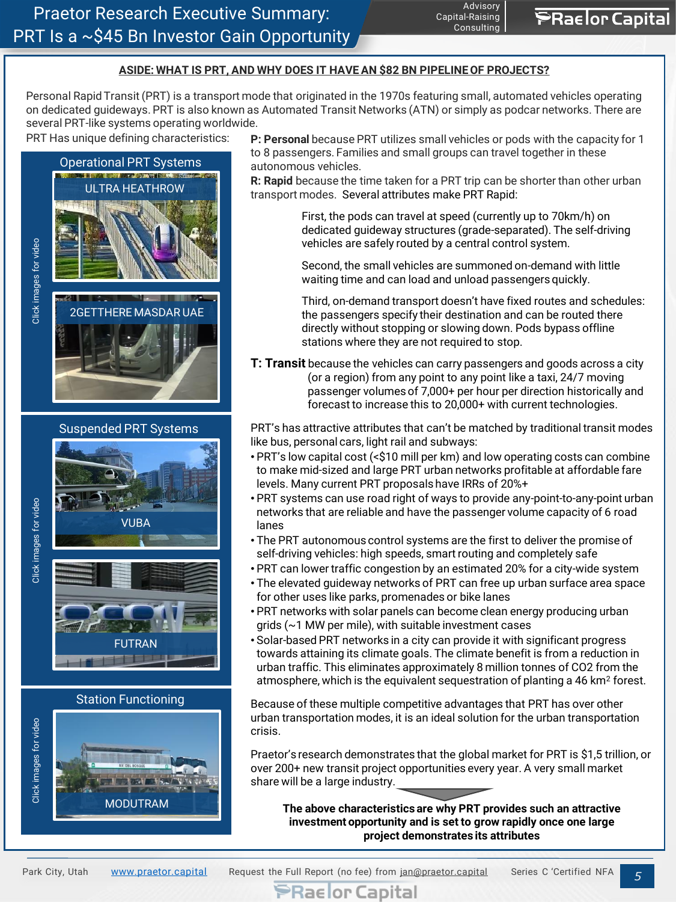# Praetor Research Executive Summary: PRT Is a ~$45 Bn Investor Gain Opportunity

## ASIDE: WHAT IS PRT, AND WHY DOES IT HAVE AN $82 BN PIPELINE OF PROJECTS?

Personal Rapid Transit (PRT) is a transport mode that originated in the 1970s featuring small, automated vehicles operating on dedicated guideways. PRT is also known as Automated Transit Networks (ATN) or simply as podcar networks. There are several PRT-like systems operating worldwide.

PRT Has unique defining characteristics:

Operational PRT Systems

- ULTRA HEATHROW
- 2GETTHERE MASDAR UAE

Suspended PRT Systems

- VUBA
- FUTRAN

Station Functioning

- MODUTRAM

Click images for video

**P: Personal** because PRT utilizes small vehicles or pods with the capacity for 1 to 8 passengers. Families and small groups can travel together in these autonomous vehicles.

**R: Rapid** because the time taken for a PRT trip can be shorter than other urban transport modes. Several attributes make PRT Rapid:

First, the pods can travel at speed (currently up to 70km/h) on dedicated guideway structures (grade-separated). The self-driving vehicles are safely routed by a central control system.

Second, the small vehicles are summoned on-demand with little waiting time and can load and unload passengers quickly.

Third, on-demand transport doesn't have fixed routes and schedules: the passengers specify their destination and can be routed there directly without stopping or slowing down. Pods bypass offline stations where they are not required to stop.

**T: Transit** because the vehicles can carry passengers and goods across a city (or a region) from any point to any point like a taxi, 24/7 moving passenger volumes of 7,000+ per hour per direction historically and forecast to increase this to 20,000+ with current technologies.

PRT's has attractive attributes that can't be matched by traditional transit modes like bus, personal cars, light rail and subways:

- PRT's low capital cost (<$10 mill per km) and low operating costs can combine to make mid-sized and large PRT urban networks profitable at affordable fare levels. Many current PRT proposals have IRRs of 20%+
- PRT systems can use road right of ways to provide any-point-to-any-point urban networks that are reliable and have the passenger volume capacity of 6 road lanes
- The PRT autonomous control systems are the first to deliver the promise of self-driving vehicles: high speeds, smart routing and completely safe
- PRT can lower traffic congestion by an estimated 20% for a city-wide system
- The elevated guideway networks of PRT can free up urban surface area space for other uses like parks, promenades or bike lanes
- PRT networks with solar panels can become clean energy producing urban grids (~1 MW per mile), with suitable investment cases
- Solar-based PRT networks in a city can provide it with significant progress towards attaining its climate goals. The climate benefit is from a reduction in urban traffic. This eliminates approximately 8 million tonnes of $CO_2$ from the atmosphere, which is the equivalent sequestration of planting a 46 $km^2$ forest.

Because of these multiple competitive advantages that PRT has over other urban transportation modes, it is an ideal solution for the urban transportation crisis.

Praetor's research demonstrates that the global market for PRT is $1,5 trillion, or over 200+ new transit project opportunities every year. A very small market share will be a large industry.

**The above characteristics are why PRT provides such an attractive investment opportunity and is set to grow rapidly once one large project demonstrates its attributes**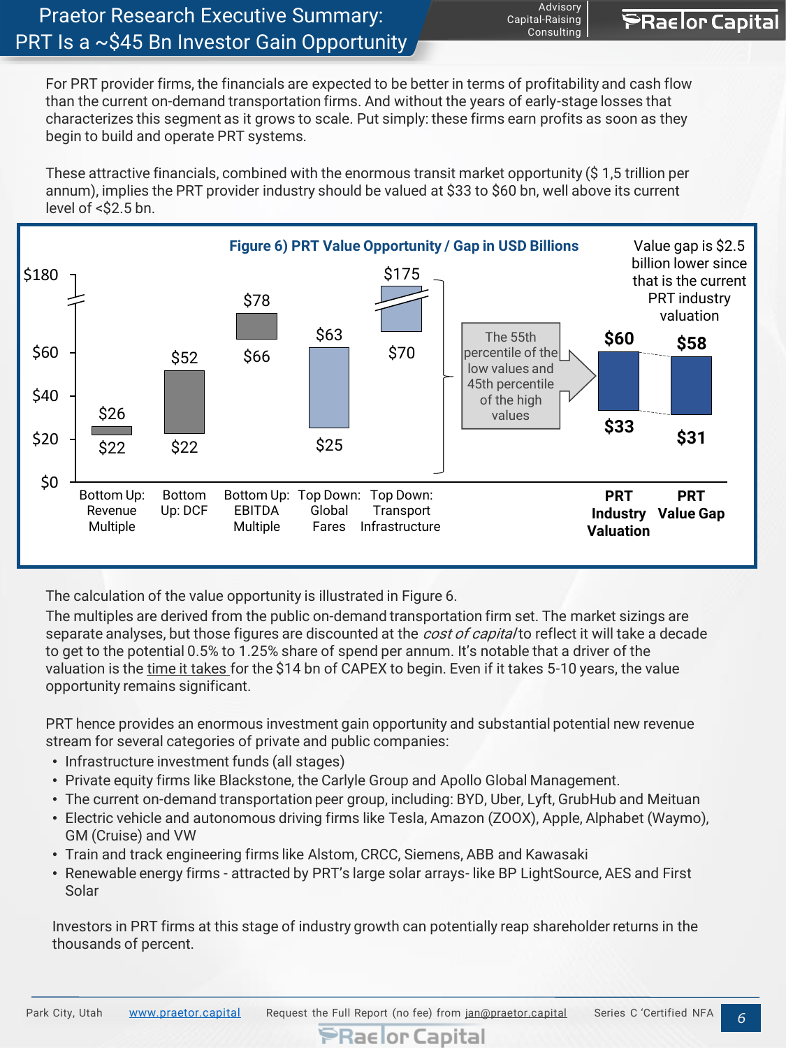# Praetor Research Executive Summary: PRT Is a ~$45 Bn Investor Gain Opportunity

For PRT provider firms, the financials are expected to be better in terms of profitability and cash flow than the current on-demand transportation firms. And without the years of early-stage losses that characterizes this segment as it grows to scale. Put simply: these firms earn profits as soon as they begin to build and operate PRT systems.

These attractive financials, combined with the enormous transit market opportunity ($ 1,5 trillion per annum), implies the PRT provider industry should be valued at $33 to $60 bn, well above its current level of <$2.5 bn.

**Figure 6) PRT Value Opportunity / Gap in USD Billions**

| | Low | High |
|---|---|---|
| Bottom Up: Revenue Multiple | $22 | $26 |
| Bottom Up: DCF | $22 | $52 |
| Bottom Up: EBITDA Multiple | $66 | $78 |
| Top Down: Global Fares | $25 | $63 |
| Top Down: Transport Infrastructure | $70 | $175 |
| PRT Industry Valuation | $33 | $60 |
| PRT Value Gap | $31 | $58 |

The 55th percentile of the low values and 45th percentile of the high values

Value gap is $2.5 billion lower since that is the current PRT industry valuation

The calculation of the value opportunity is illustrated in Figure 6.
The multiples are derived from the public on-demand transportation firm set. The market sizings are separate analyses, but those figures are discounted at the *cost of capital* to reflect it will take a decade to get to the potential 0.5% to 1.25% share of spend per annum. It's notable that a driver of the valuation is the time it takes for the $14 bn of CAPEX to begin. Even if it takes 5-10 years, the value opportunity remains significant.

PRT hence provides an enormous investment gain opportunity and substantial potential new revenue stream for several categories of private and public companies:

- Infrastructure investment funds (all stages)
- Private equity firms like Blackstone, the Carlyle Group and Apollo Global Management.
- The current on-demand transportation peer group, including: BYD, Uber, Lyft, GrubHub and Meituan
- Electric vehicle and autonomous driving firms like Tesla, Amazon (ZOOX), Apple, Alphabet (Waymo), GM (Cruise) and VW
- Train and track engineering firms like Alstom, CRCC, Siemens, ABB and Kawasaki
- Renewable energy firms - attracted by PRT's large solar arrays- like BP LightSource, AES and First Solar

Investors in PRT firms at this stage of industry growth can potentially reap shareholder returns in the thousands of percent.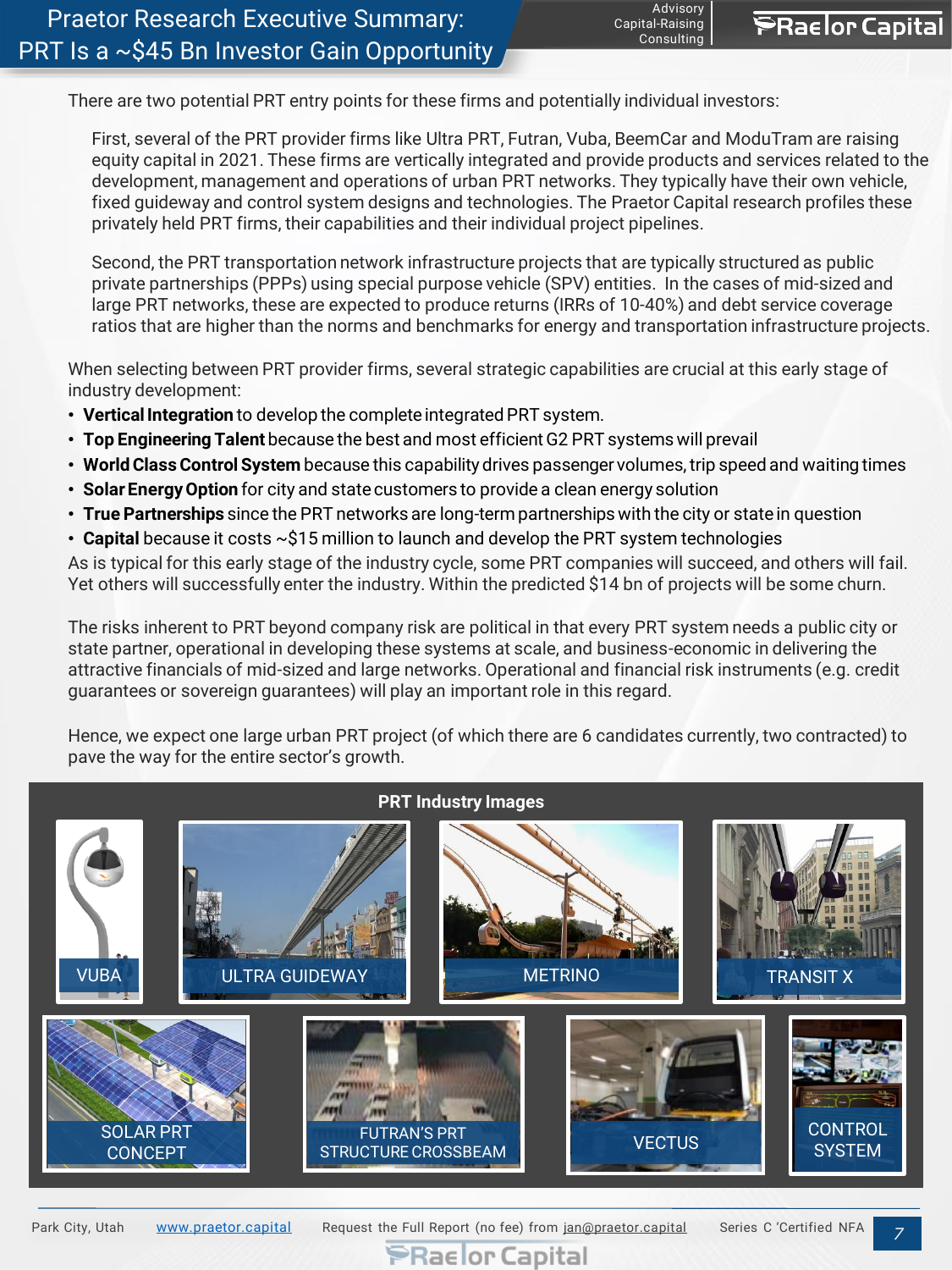# Praetor Research Executive Summary: PRT Is a ~$45 Bn Investor Gain Opportunity

There are two potential PRT entry points for these firms and potentially individual investors:

First, several of the PRT provider firms like Ultra PRT, Futran, Vuba, BeemCar and ModuTram are raising equity capital in 2021. These firms are vertically integrated and provide products and services related to the development, management and operations of urban PRT networks. They typically have their own vehicle, fixed guideway and control system designs and technologies. The Praetor Capital research profiles these privately held PRT firms, their capabilities and their individual project pipelines.

Second, the PRT transportation network infrastructure projects that are typically structured as public private partnerships (PPPs) using special purpose vehicle (SPV) entities. In the cases of mid-sized and large PRT networks, these are expected to produce returns (IRRs of 10-40%) and debt service coverage ratios that are higher than the norms and benchmarks for energy and transportation infrastructure projects.

When selecting between PRT provider firms, several strategic capabilities are crucial at this early stage of industry development:

- **Vertical Integration** to develop the complete integrated PRT system.
- **Top Engineering Talent** because the best and most efficient G2 PRT systems will prevail
- **World Class Control System** because this capability drives passenger volumes, trip speed and waiting times
- **Solar Energy Option** for city and state customers to provide a clean energy solution
- **True Partnerships** since the PRT networks are long-term partnerships with the city or state in question
- **Capital** because it costs ~$15 million to launch and develop the PRT system technologies

As is typical for this early stage of the industry cycle, some PRT companies will succeed, and others will fail. Yet others will successfully enter the industry. Within the predicted $14 bn of projects will be some churn.

The risks inherent to PRT beyond company risk are political in that every PRT system needs a public city or state partner, operational in developing these systems at scale, and business-economic in delivering the attractive financials of mid-sized and large networks. Operational and financial risk instruments (e.g. credit guarantees or sovereign guarantees) will play an important role in this regard.

Hence, we expect one large urban PRT project (of which there are 6 candidates currently, two contracted) to pave the way for the entire sector's growth.

**PRT Industry Images**

VUBA | ULTRA GUIDEWAY | METRINO | TRANSIT X | SOLAR PRT CONCEPT | FUTRAN'S PRT STRUCTURE CROSSBEAM | VECTUS | CONTROL SYSTEM

Park City, Utah | www.praetor.capital | Request the Full Report (no fee) from jan@praetor.capital | Series C 'Certified NFA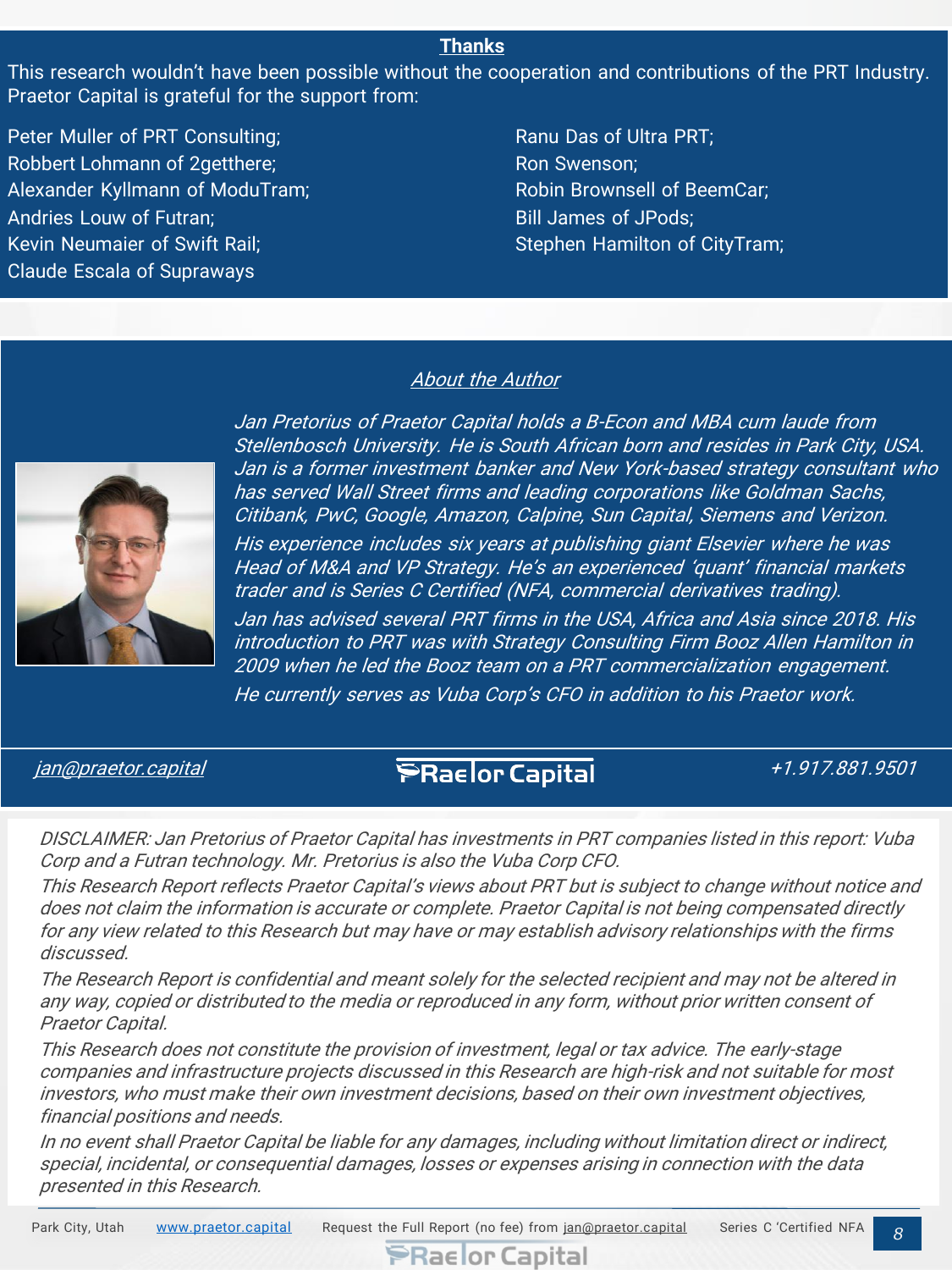## Thanks

This research wouldn't have been possible without the cooperation and contributions of the PRT Industry. Praetor Capital is grateful for the support from:

- Peter Muller of PRT Consulting;
- Robbert Lohmann of 2getthere;
- Alexander Kyllmann of ModuTram;
- Andries Louw of Futran;
- Kevin Neumaier of Swift Rail;
- Claude Escala of Supraways
- Ranu Das of Ultra PRT;
- Ron Swenson;
- Robin Brownsell of BeemCar;
- Bill James of JPods;
- Stephen Hamilton of CityTram;

## *About the Author*

*Jan Pretorius of Praetor Capital holds a B-Econ and MBA cum laude from Stellenbosch University. He is South African born and resides in Park City, USA. Jan is a former investment banker and New York-based strategy consultant who has served Wall Street firms and leading corporations like Goldman Sachs, Citibank, PwC, Google, Amazon, Calpine, Sun Capital, Siemens and Verizon.*

*His experience includes six years at publishing giant Elsevier where he was Head of M&A and VP Strategy. He's an experienced 'quant' financial markets trader and is Series C Certified (NFA, commercial derivatives trading).*

*Jan has advised several PRT firms in the USA, Africa and Asia since 2018. His introduction to PRT was with Strategy Consulting Firm Booz Allen Hamilton in 2009 when he led the Booz team on a PRT commercialization engagement.*

*He currently serves as Vuba Corp's CFO in addition to his Praetor work.*

*jan@praetor.capital* | Praetor Capital | *+1.917.881.9501*

*DISCLAIMER: Jan Pretorius of Praetor Capital has investments in PRT companies listed in this report: Vuba Corp and a Futran technology. Mr. Pretorius is also the Vuba Corp CFO.*

*This Research Report reflects Praetor Capital's views about PRT but is subject to change without notice and does not claim the information is accurate or complete. Praetor Capital is not being compensated directly for any view related to this Research but may have or may establish advisory relationships with the firms discussed.*

*The Research Report is confidential and meant solely for the selected recipient and may not be altered in any way, copied or distributed to the media or reproduced in any form, without prior written consent of Praetor Capital.*

*This Research does not constitute the provision of investment, legal or tax advice. The early-stage companies and infrastructure projects discussed in this Research are high-risk and not suitable for most investors, who must make their own investment decisions, based on their own investment objectives, financial positions and needs.*

*In no event shall Praetor Capital be liable for any damages, including without limitation direct or indirect, special, incidental, or consequential damages, losses or expenses arising in connection with the data presented in this Research.*